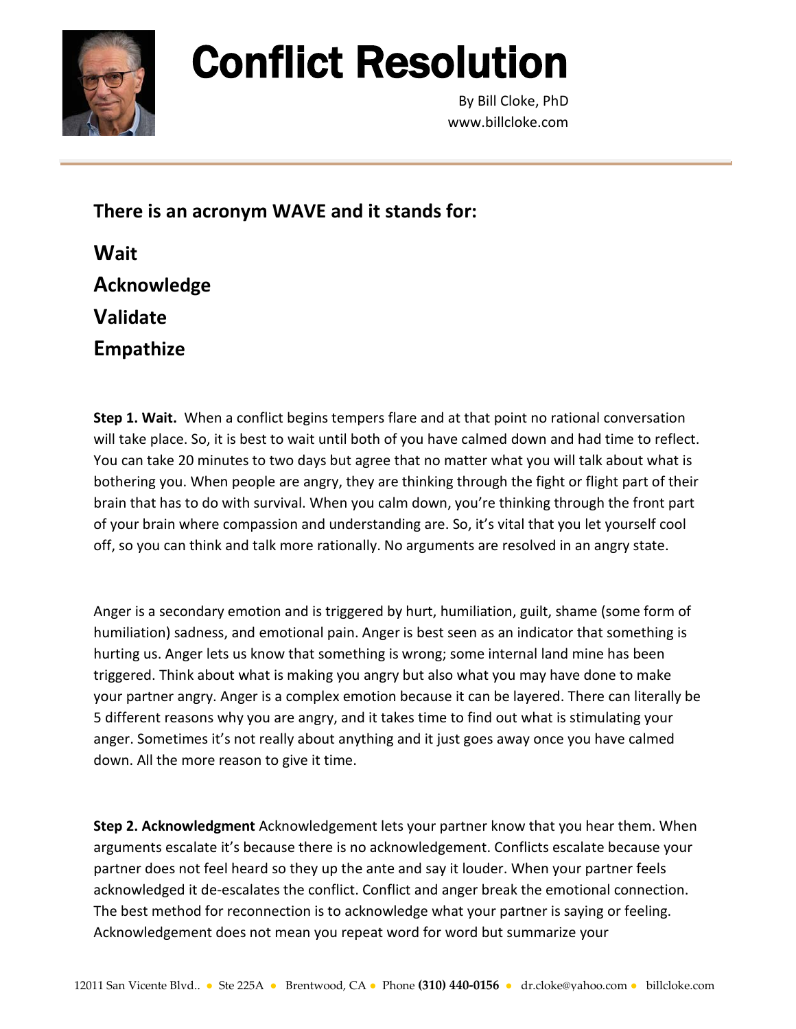# Conflict Resolution

By Bill Cloke, PhD
www.billcloke.com

**There is an acronym WAVE and it stands for:**

**Wait**
**Acknowledge**
**Validate**
**Empathize**

**Step 1. Wait.** When a conflict begins tempers flare and at that point no rational conversation will take place. So, it is best to wait until both of you have calmed down and had time to reflect. You can take 20 minutes to two days but agree that no matter what you will talk about what is bothering you. When people are angry, they are thinking through the fight or flight part of their brain that has to do with survival. When you calm down, you're thinking through the front part of your brain where compassion and understanding are. So, it's vital that you let yourself cool off, so you can think and talk more rationally. No arguments are resolved in an angry state.

Anger is a secondary emotion and is triggered by hurt, humiliation, guilt, shame (some form of humiliation) sadness, and emotional pain. Anger is best seen as an indicator that something is hurting us. Anger lets us know that something is wrong; some internal land mine has been triggered. Think about what is making you angry but also what you may have done to make your partner angry. Anger is a complex emotion because it can be layered. There can literally be 5 different reasons why you are angry, and it takes time to find out what is stimulating your anger. Sometimes it's not really about anything and it just goes away once you have calmed down. All the more reason to give it time.

**Step 2. Acknowledgment** Acknowledgement lets your partner know that you hear them. When arguments escalate it's because there is no acknowledgement. Conflicts escalate because your partner does not feel heard so they up the ante and say it louder. When your partner feels acknowledged it de-escalates the conflict. Conflict and anger break the emotional connection. The best method for reconnection is to acknowledge what your partner is saying or feeling. Acknowledgement does not mean you repeat word for word but summarize your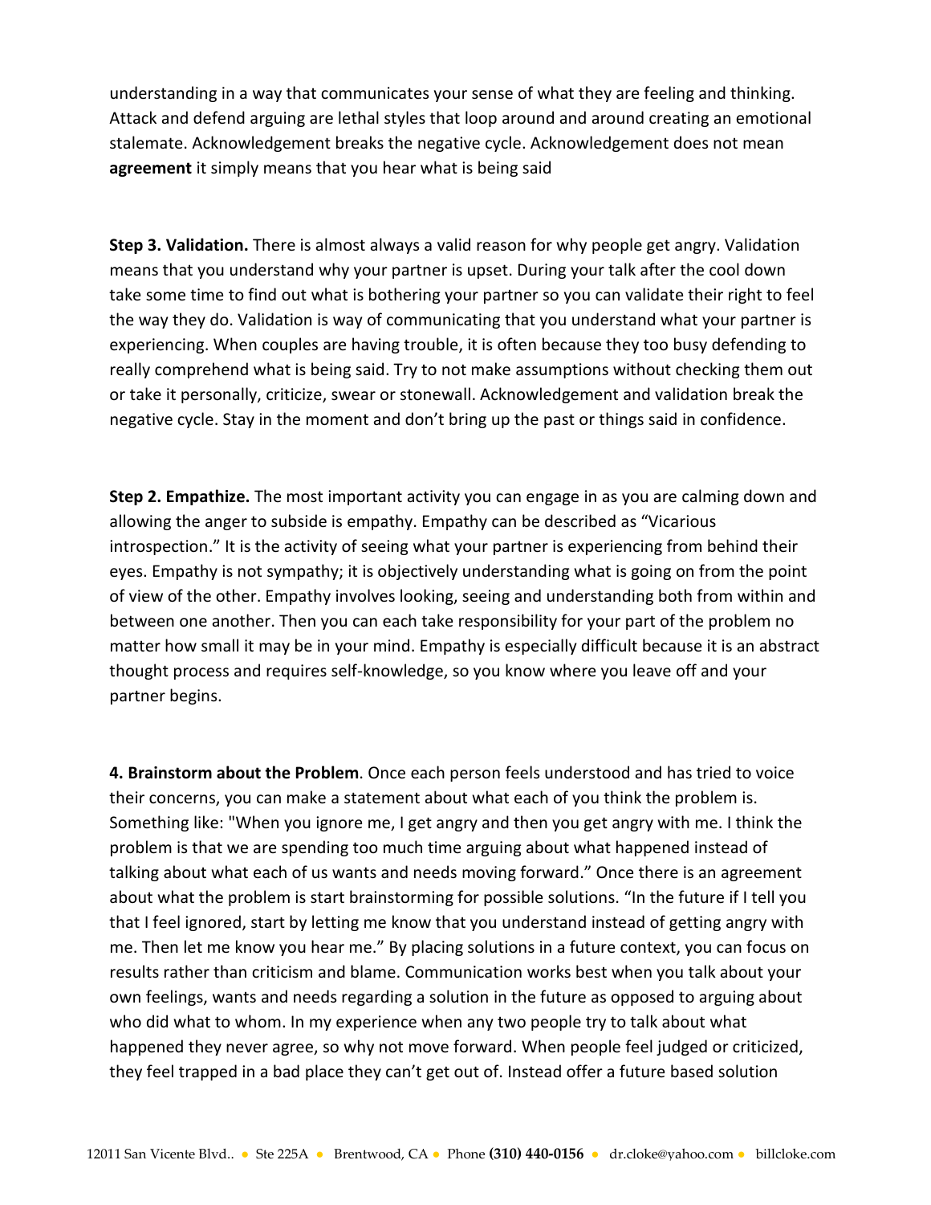understanding in a way that communicates your sense of what they are feeling and thinking. Attack and defend arguing are lethal styles that loop around and around creating an emotional stalemate. Acknowledgement breaks the negative cycle. Acknowledgement does not mean **agreement** it simply means that you hear what is being said

**Step 3. Validation.** There is almost always a valid reason for why people get angry. Validation means that you understand why your partner is upset. During your talk after the cool down take some time to find out what is bothering your partner so you can validate their right to feel the way they do. Validation is way of communicating that you understand what your partner is experiencing. When couples are having trouble, it is often because they too busy defending to really comprehend what is being said. Try to not make assumptions without checking them out or take it personally, criticize, swear or stonewall. Acknowledgement and validation break the negative cycle. Stay in the moment and don't bring up the past or things said in confidence.

**Step 2. Empathize.** The most important activity you can engage in as you are calming down and allowing the anger to subside is empathy. Empathy can be described as "Vicarious introspection." It is the activity of seeing what your partner is experiencing from behind their eyes. Empathy is not sympathy; it is objectively understanding what is going on from the point of view of the other. Empathy involves looking, seeing and understanding both from within and between one another. Then you can each take responsibility for your part of the problem no matter how small it may be in your mind. Empathy is especially difficult because it is an abstract thought process and requires self-knowledge, so you know where you leave off and your partner begins.

**4. Brainstorm about the Problem**. Once each person feels understood and has tried to voice their concerns, you can make a statement about what each of you think the problem is. Something like: "When you ignore me, I get angry and then you get angry with me. I think the problem is that we are spending too much time arguing about what happened instead of talking about what each of us wants and needs moving forward." Once there is an agreement about what the problem is start brainstorming for possible solutions. "In the future if I tell you that I feel ignored, start by letting me know that you understand instead of getting angry with me. Then let me know you hear me." By placing solutions in a future context, you can focus on results rather than criticism and blame. Communication works best when you talk about your own feelings, wants and needs regarding a solution in the future as opposed to arguing about who did what to whom. In my experience when any two people try to talk about what happened they never agree, so why not move forward. When people feel judged or criticized, they feel trapped in a bad place they can't get out of. Instead offer a future based solution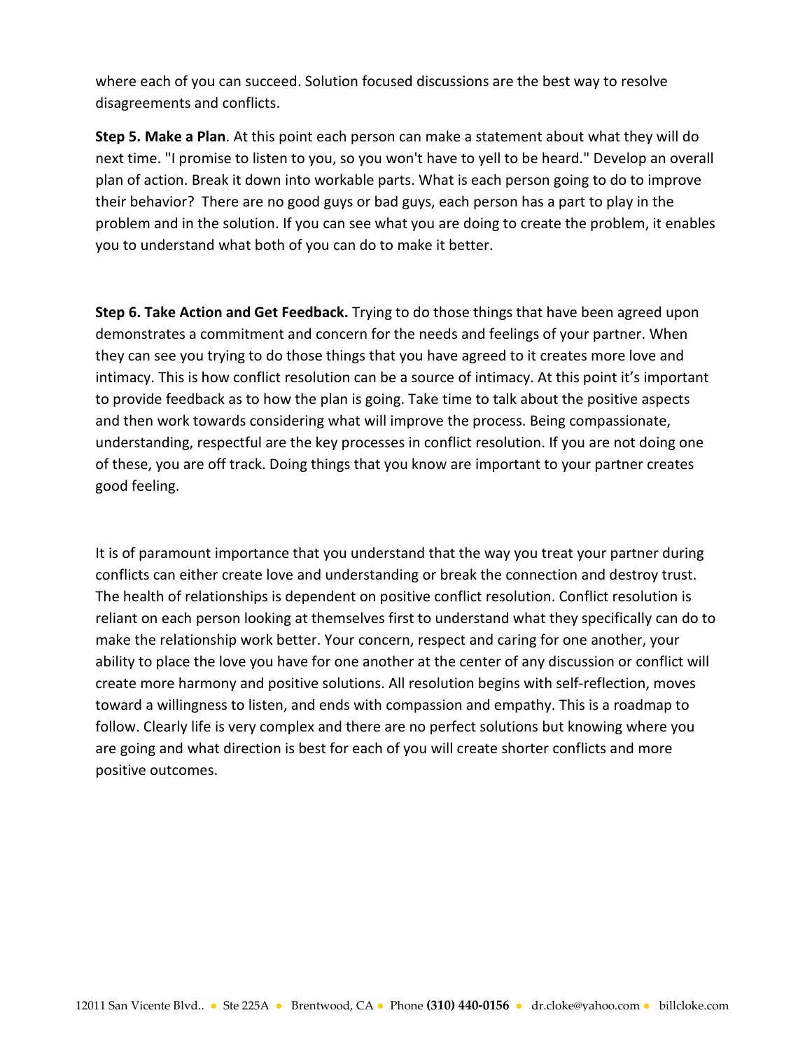where each of you can succeed. Solution focused discussions are the best way to resolve disagreements and conflicts.

**Step 5. Make a Plan**. At this point each person can make a statement about what they will do next time. "I promise to listen to you, so you won't have to yell to be heard." Develop an overall plan of action. Break it down into workable parts. What is each person going to do to improve their behavior? There are no good guys or bad guys, each person has a part to play in the problem and in the solution. If you can see what you are doing to create the problem, it enables you to understand what both of you can do to make it better.

**Step 6. Take Action and Get Feedback.** Trying to do those things that have been agreed upon demonstrates a commitment and concern for the needs and feelings of your partner. When they can see you trying to do those things that you have agreed to it creates more love and intimacy. This is how conflict resolution can be a source of intimacy. At this point it's important to provide feedback as to how the plan is going. Take time to talk about the positive aspects and then work towards considering what will improve the process. Being compassionate, understanding, respectful are the key processes in conflict resolution. If you are not doing one of these, you are off track. Doing things that you know are important to your partner creates good feeling.

It is of paramount importance that you understand that the way you treat your partner during conflicts can either create love and understanding or break the connection and destroy trust. The health of relationships is dependent on positive conflict resolution. Conflict resolution is reliant on each person looking at themselves first to understand what they specifically can do to make the relationship work better. Your concern, respect and caring for one another, your ability to place the love you have for one another at the center of any discussion or conflict will create more harmony and positive solutions. All resolution begins with self-reflection, moves toward a willingness to listen, and ends with compassion and empathy. This is a roadmap to follow. Clearly life is very complex and there are no perfect solutions but knowing where you are going and what direction is best for each of you will create shorter conflicts and more positive outcomes.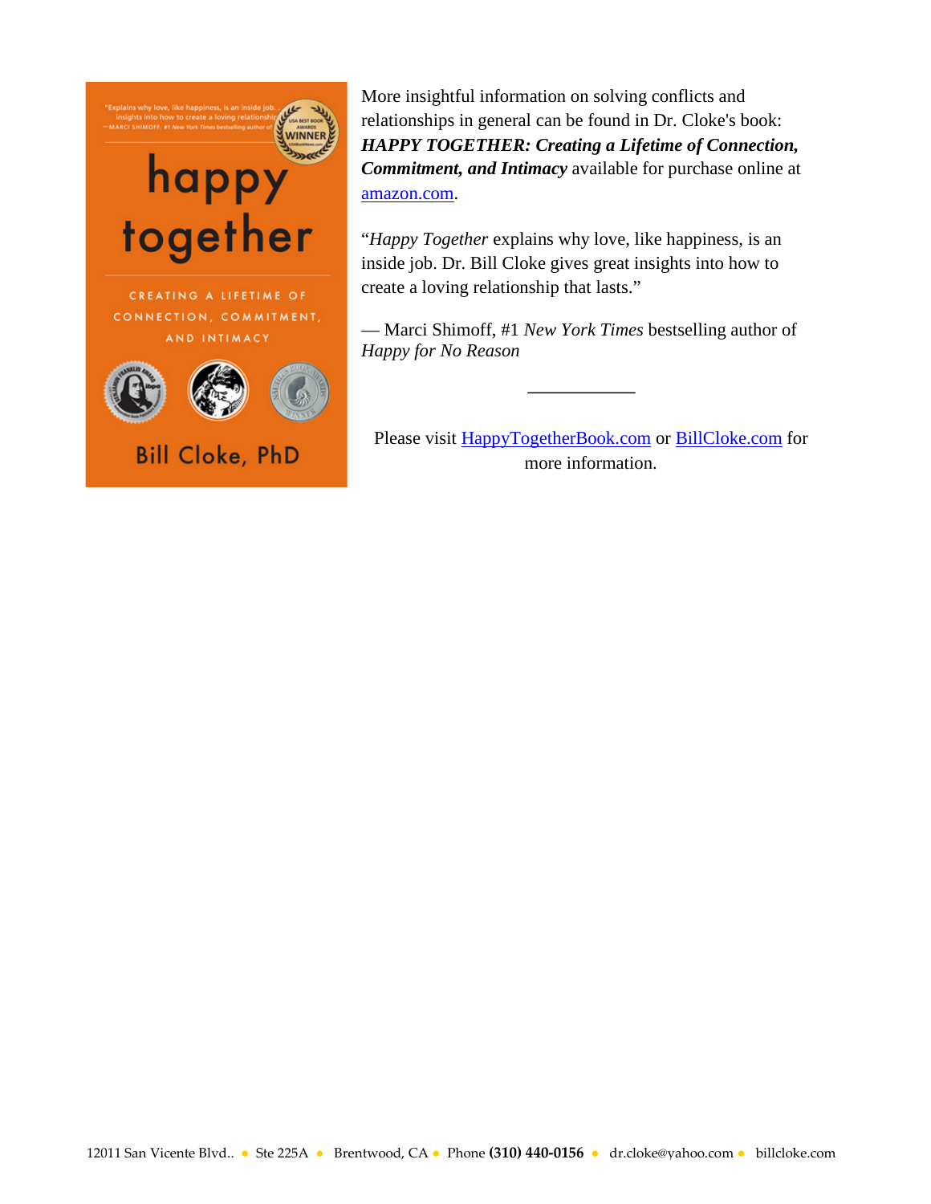More insightful information on solving conflicts and relationships in general can be found in Dr. Cloke's book: ***HAPPY TOGETHER: Creating a Lifetime of Connection, Commitment, and Intimacy*** available for purchase online at amazon.com.

"*Happy Together* explains why love, like happiness, is an inside job. Dr. Bill Cloke gives great insights into how to create a loving relationship that lasts."

— Marci Shimoff, #1 *New York Times* bestselling author of *Happy for No Reason*

---

Please visit HappyTogetherBook.com or BillCloke.com for more information.

12011 San Vicente Blvd.. • Ste 225A • Brentwood, CA • Phone **(310) 440-0156** • dr.cloke@yahoo.com • billcloke.com